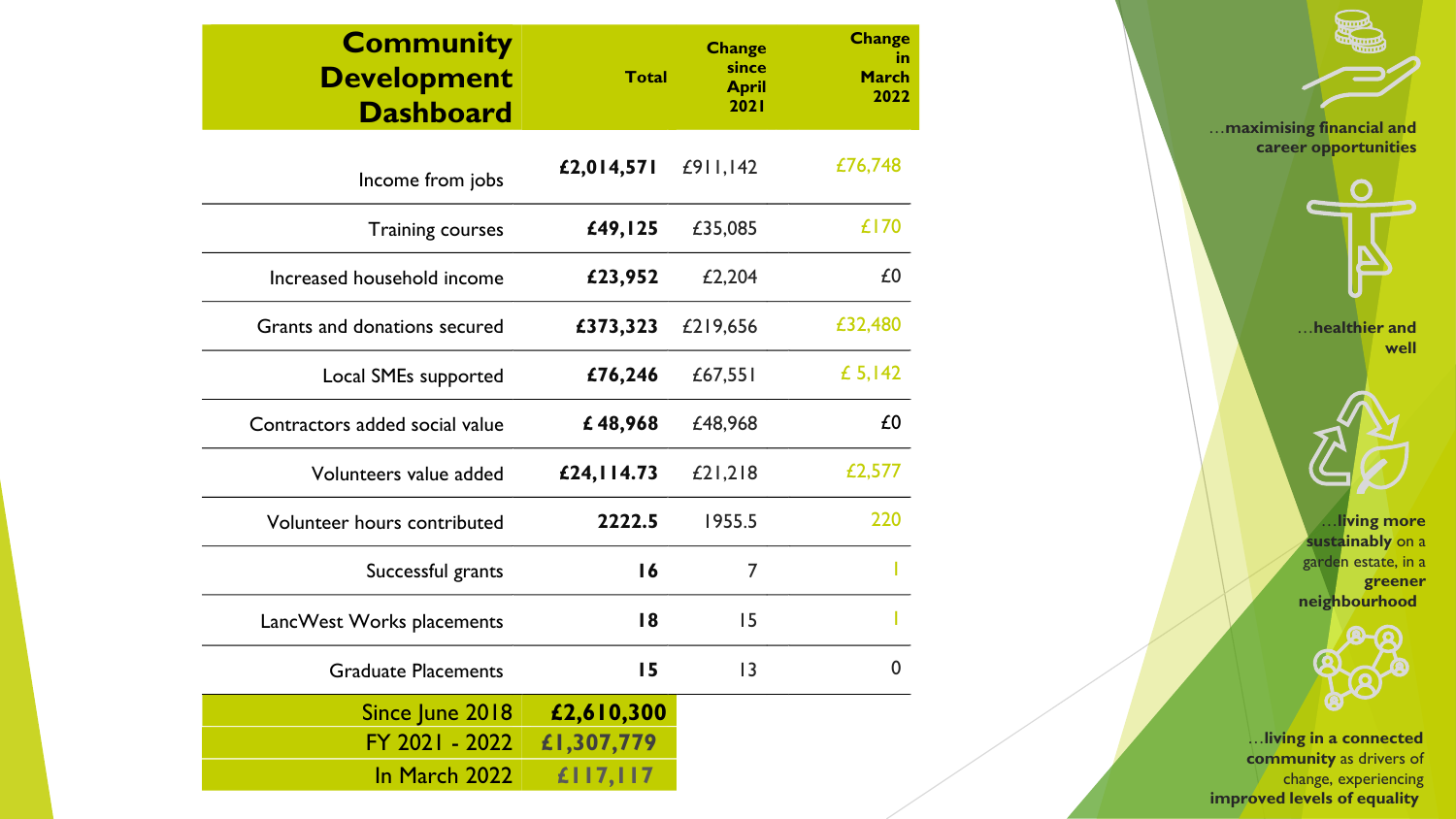| Community Development Dashboard | Total | Change since April 2021 | Change in March 2022 |
|---|---|---|---|
| Income from jobs | **£2,014,571** | £911,142 | £76,748 |
| Training courses | **£49,125** | £35,085 | £170 |
| Increased household income | **£23,952** | £2,204 | £0 |
| Grants and donations secured | **£373,323** | £219,656 | £32,480 |
| Local SMEs supported | **£76,246** | £67,551 | £ 5,142 |
| Contractors added social value | **£ 48,968** | £48,968 | £0 |
| Volunteers value added | **£24,114.73** | £21,218 | £2,577 |
| Volunteer hours contributed | **2222.5** | 1955.5 | 220 |
| Successful grants | **16** | 7 | 1 |
| LancWest Works placements | **18** | 15 | 1 |
| Graduate Placements | **15** | 13 | 0 |
| Since June 2018 | **£2,610,300** | | |
| FY 2021 - 2022 | **£1,307,779** | | |
| In March 2022 | **£117,117** | | |

…**maximising financial and career opportunities**

…**healthier and well**

…**living more sustainably** on a garden estate, in a **greener neighbourhood**

…**living in a connected community** as drivers of change, experiencing **improved levels of equality**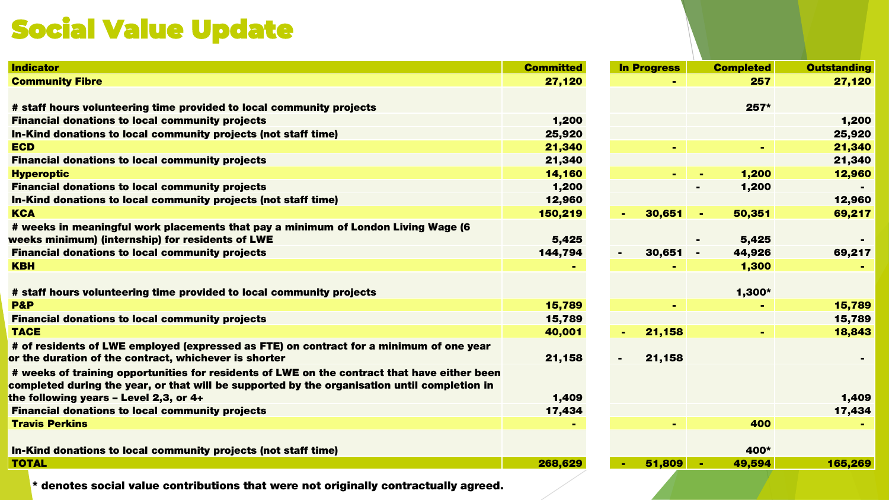# Social Value Update

| Indicator | Committed | In Progress | Completed | Outstanding |
|---|---|---|---|---|
| **Community Fibre** | **27,120** | **-** | **257** | **27,120** |
| # staff hours volunteering time provided to local community projects | | | 257* | |
| Financial donations to local community projects | 1,200 | | | 1,200 |
| In-Kind donations to local community projects (not staff time) | 25,920 | | | 25,920 |
| **ECD** | **21,340** | **-** | **-** | **21,340** |
| Financial donations to local community projects | 21,340 | | | 21,340 |
| **Hyperoptic** | **14,160** | **-** | **- 1,200** | **12,960** |
| Financial donations to local community projects | 1,200 | | - 1,200 | - |
| In-Kind donations to local community projects (not staff time) | 12,960 | | | 12,960 |
| **KCA** | **150,219** | **- 30,651** | **- 50,351** | **69,217** |
| # weeks in meaningful work placements that pay a minimum of London Living Wage (6 weeks minimum) (internship) for residents of LWE | 5,425 | | - 5,425 | - |
| Financial donations to local community projects | 144,794 | - 30,651 | - 44,926 | 69,217 |
| **KBH** | **-** | **-** | **1,300** | **-** |
| # staff hours volunteering time provided to local community projects | | | 1,300* | |
| **P&P** | **15,789** | **-** | **-** | **15,789** |
| Financial donations to local community projects | 15,789 | | | 15,789 |
| **TACE** | **40,001** | **- 21,158** | **-** | **18,843** |
| # of residents of LWE employed (expressed as FTE) on contract for a minimum of one year or the duration of the contract, whichever is shorter | 21,158 | - 21,158 | | - |
| # weeks of training opportunities for residents of LWE on the contract that have either been completed during the year, or that will be supported by the organisation until completion in the following years – Level 2,3, or 4+ | 1,409 | | | 1,409 |
| Financial donations to local community projects | 17,434 | | | 17,434 |
| **Travis Perkins** | **-** | **-** | **400** | **-** |
| In-Kind donations to local community projects (not staff time) | | | 400* | |
| **TOTAL** | **268,629** | **- 51,809** | **- 49,594** | **165,269** |

* denotes social value contributions that were not originally contractually agreed.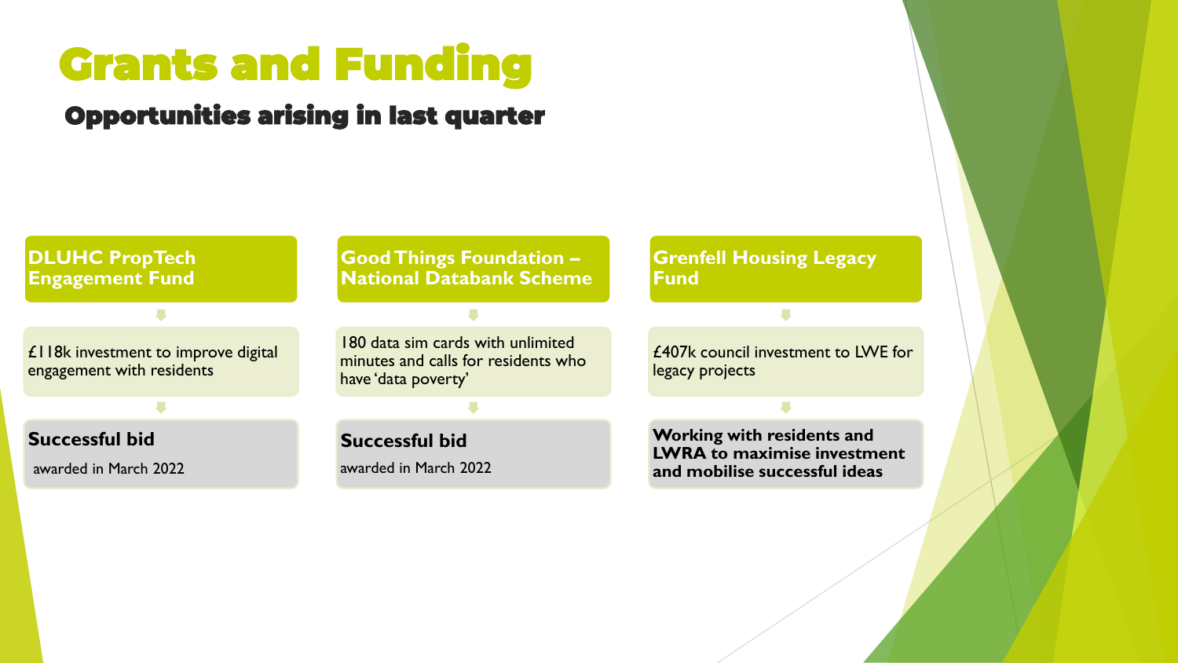# Grants and Funding

## Opportunities arising in last quarter

### DLUHC PropTech Engagement Fund

£118k investment to improve digital engagement with residents

**Successful bid**

awarded in March 2022

### Good Things Foundation – National Databank Scheme

180 data sim cards with unlimited minutes and calls for residents who have 'data poverty'

**Successful bid**

awarded in March 2022

### Grenfell Housing Legacy Fund

£407k council investment to LWE for legacy projects

**Working with residents and LWRA to maximise investment and mobilise successful ideas**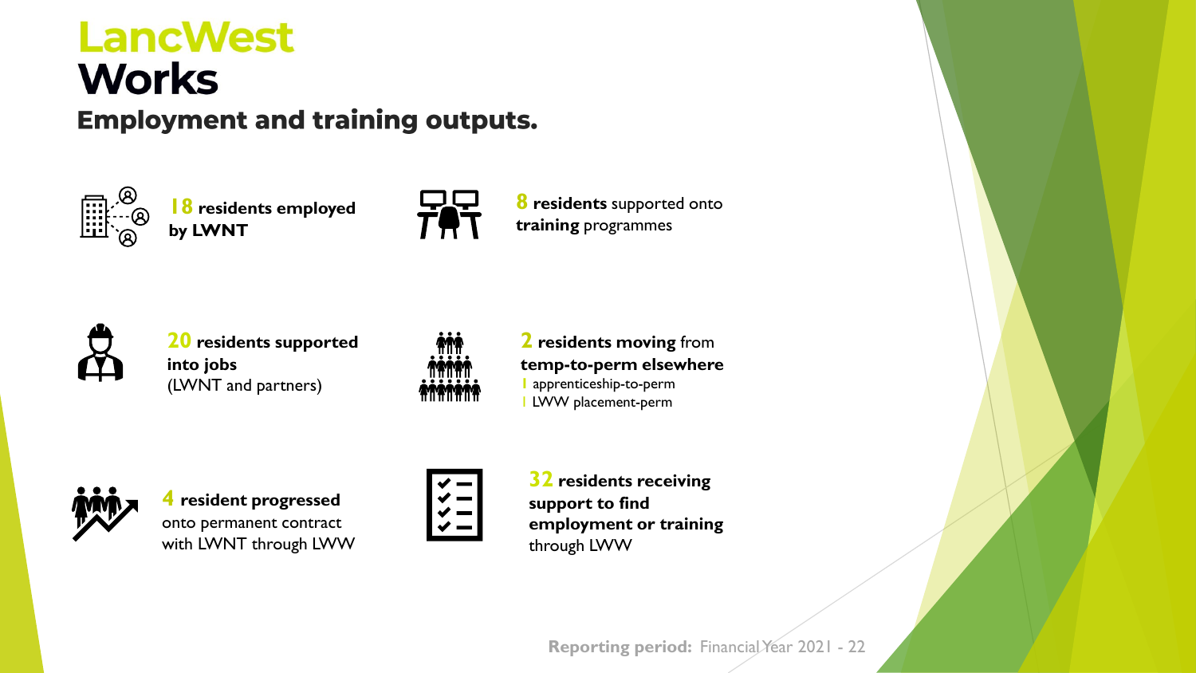# LancWest Works

## Employment and training outputs.

**18 residents employed by LWNT**

**8 residents** supported onto **training** programmes

**20 residents supported into jobs** (LWNT and partners)

**2 residents moving** from **temp-to-perm elsewhere**

- 1 apprenticeship-to-perm
- 1 LWW placement-perm

**4 resident progressed** onto permanent contract with LWNT through LWW

**32 residents receiving support to find employment or training** through LWW

**Reporting period:** Financial Year 2021 - 22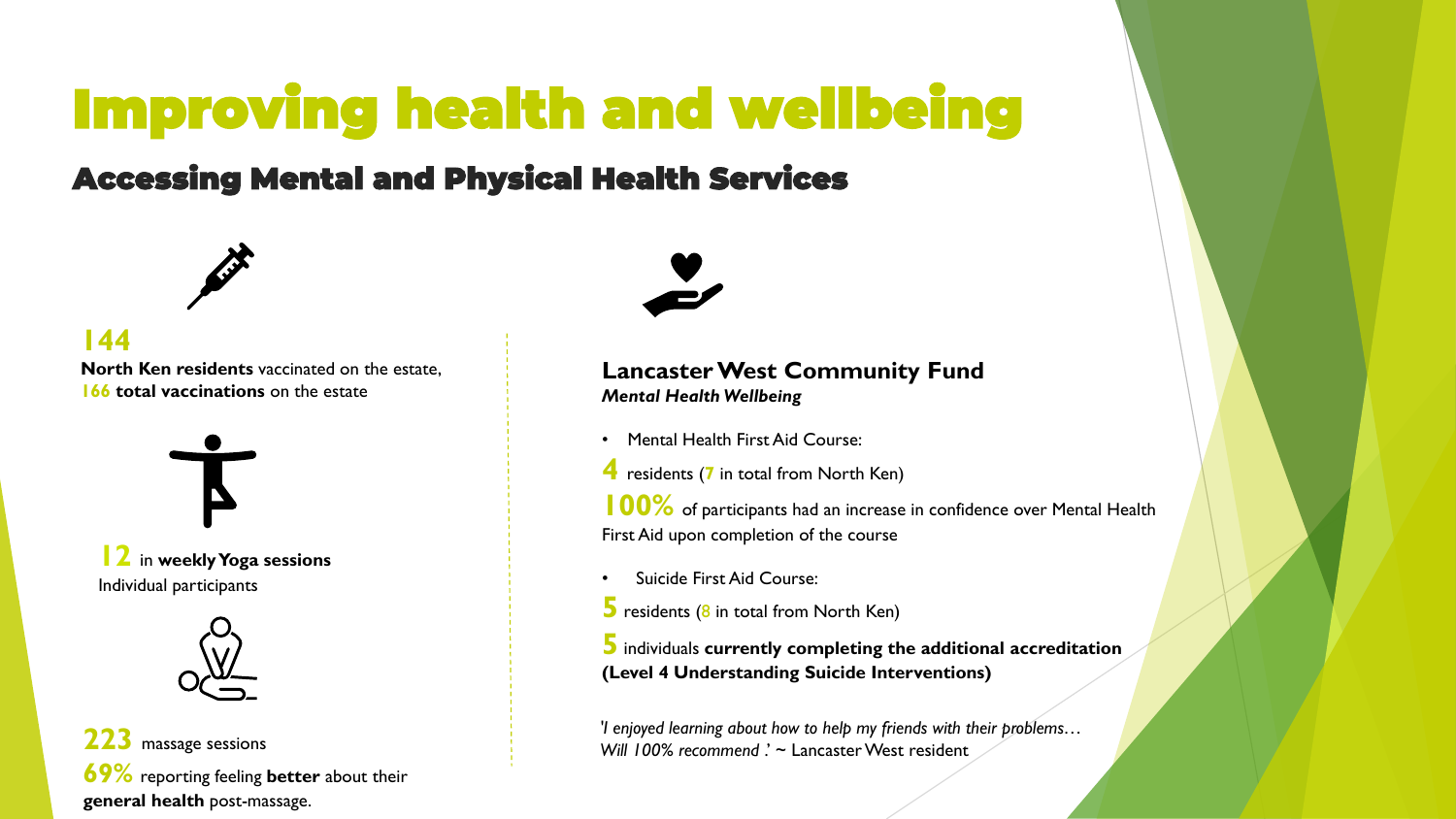# Improving health and wellbeing

## Accessing Mental and Physical Health Services

**144**
**North Ken residents** vaccinated on the estate, **166 total vaccinations** on the estate

**12** in **weekly Yoga sessions**
Individual participants

**223** massage sessions
**69%** reporting feeling **better** about their **general health** post-massage.

### Lancaster West Community Fund

***Mental Health Wellbeing***

- Mental Health First Aid Course:

**4** residents (**7** in total from North Ken)

**100%** of participants had an increase in confidence over Mental Health First Aid upon completion of the course

- Suicide First Aid Course:

**5** residents (**8** in total from North Ken)

**5** individuals **currently completing the additional accreditation (Level 4 Understanding Suicide Interventions)**

*'I enjoyed learning about how to help my friends with their problems… Will 100% recommend .'* ~ Lancaster West resident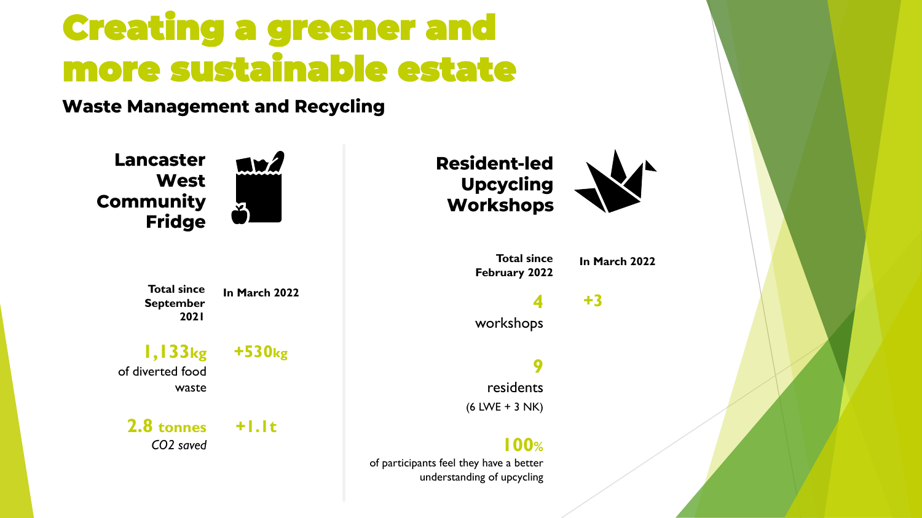# Creating a greener and more sustainable estate

## Waste Management and Recycling

### Lancaster West Community Fridge

| | Total since September 2021 | In March 2022 |
|---|---|---|
| of diverted food waste | 1,133kg | +530kg |
| *CO2 saved* | 2.8 tonnes | +1.1t |

### Resident-led Upcycling Workshops

| | Total since February 2022 | In March 2022 |
|---|---|---|
| workshops | 4 | +3 |
| residents (6 LWE + 3 NK) | 9 | |
| of participants feel they have a better understanding of upcycling | 100% | |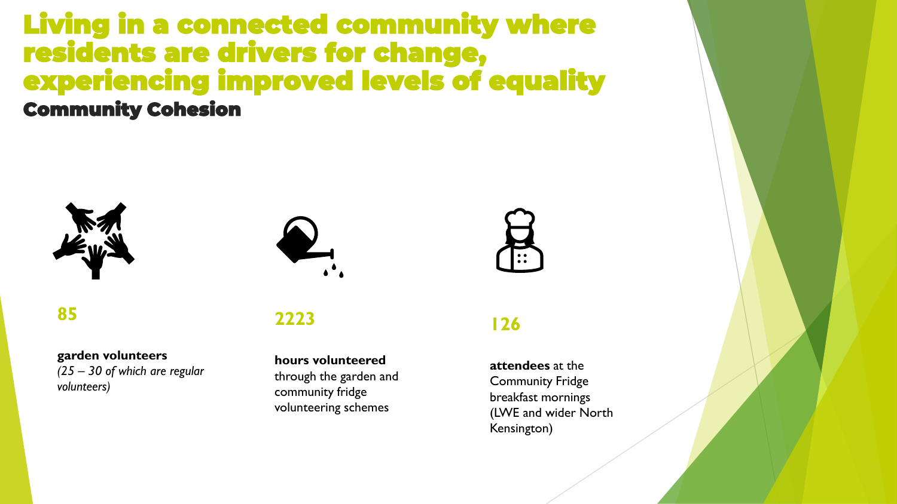# Living in a connected community where residents are drivers for change, experiencing improved levels of equality

## Community Cohesion

**85**

**garden volunteers**
*(25 – 30 of which are regular volunteers)*

**2223**

**hours volunteered** through the garden and community fridge volunteering schemes

**126**

**attendees** at the Community Fridge breakfast mornings (LWE and wider North Kensington)